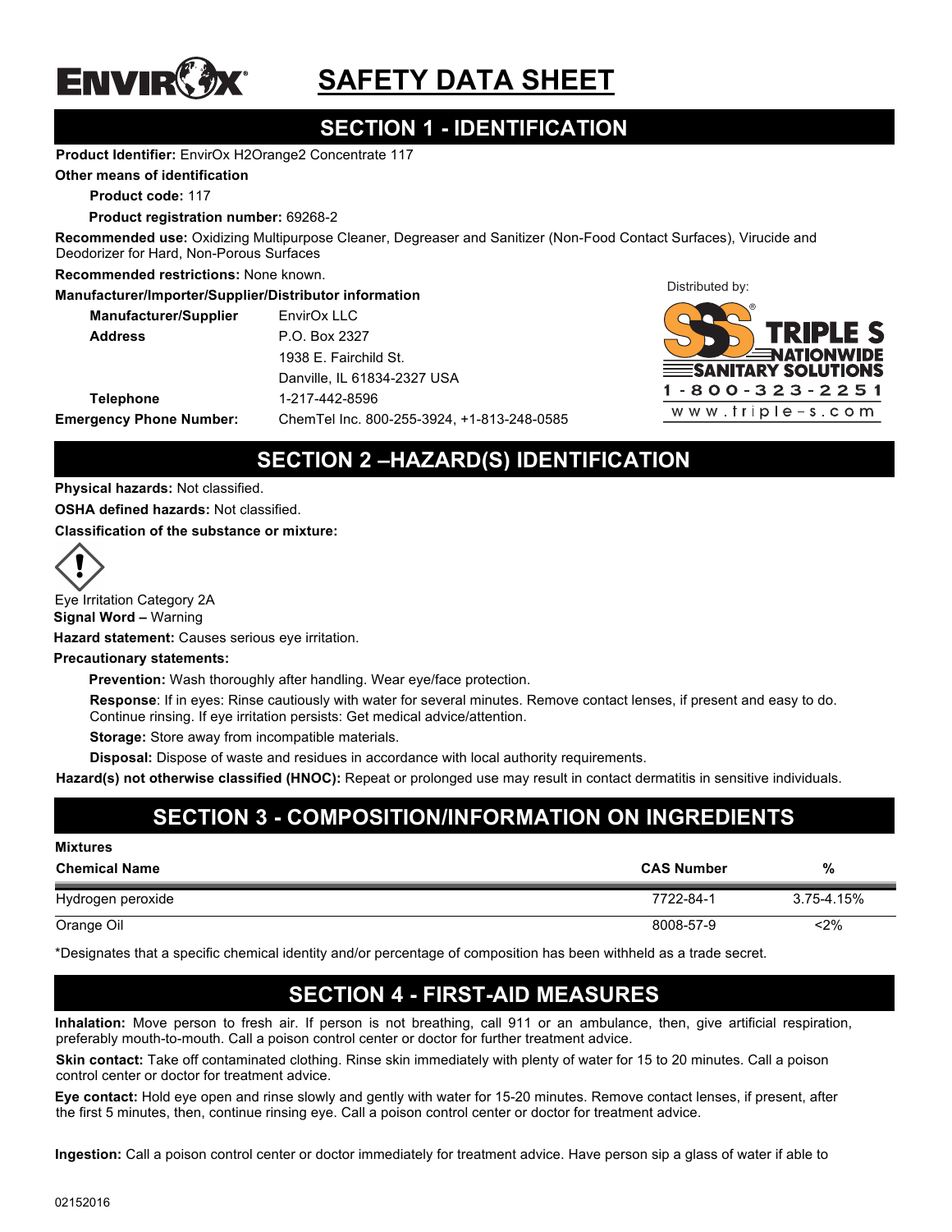# SAFETY DATA SHEET

## SECTION 1 - IDENTIFICATION

**Product Identifier:** EnvirOx H2Orange2 Concentrate 117

**Other means of identification**

**Product code:** 117

**Product registration number:** 69268-2

**Recommended use:** Oxidizing Multipurpose Cleaner, Degreaser and Sanitizer (Non-Food Contact Surfaces), Virucide and Deodorizer for Hard, Non-Porous Surfaces

**Recommended restrictions:** None known.

**Manufacturer/Importer/Supplier/Distributor information**

| | |
|---|---|
| **Manufacturer/Supplier** | EnvirOx LLC |
| **Address** | P.O. Box 2327 |
| | 1938 E. Fairchild St. |
| | Danville, IL 61834-2327 USA |
| **Telephone** | 1-217-442-8596 |
| **Emergency Phone Number:** | ChemTel Inc. 800-255-3924, +1-813-248-0585 |

Distributed by:

TRIPLE S NATIONWIDE SANITARY SOLUTIONS
1-800-323-2251
www.triple-s.com

## SECTION 2 –HAZARD(S) IDENTIFICATION

**Physical hazards:** Not classified.

**OSHA defined hazards:** Not classified.

**Classification of the substance or mixture:**

Eye Irritation Category 2A

**Signal Word –** Warning

**Hazard statement:** Causes serious eye irritation.

**Precautionary statements:**

**Prevention:** Wash thoroughly after handling. Wear eye/face protection.

**Response**: If in eyes: Rinse cautiously with water for several minutes. Remove contact lenses, if present and easy to do. Continue rinsing. If eye irritation persists: Get medical advice/attention.

**Storage:** Store away from incompatible materials.

**Disposal:** Dispose of waste and residues in accordance with local authority requirements.

**Hazard(s) not otherwise classified (HNOC):** Repeat or prolonged use may result in contact dermatitis in sensitive individuals.

## SECTION 3 - COMPOSITION/INFORMATION ON INGREDIENTS

**Mixtures**

| Chemical Name | CAS Number | % |
|---|---|---|
| Hydrogen peroxide | 7722-84-1 | 3.75-4.15% |
| Orange Oil | 8008-57-9 | <2% |

*Designates that a specific chemical identity and/or percentage of composition has been withheld as a trade secret.

## SECTION 4 - FIRST-AID MEASURES

**Inhalation:** Move person to fresh air. If person is not breathing, call 911 or an ambulance, then, give artificial respiration, preferably mouth-to-mouth. Call a poison control center or doctor for further treatment advice.

**Skin contact:** Take off contaminated clothing. Rinse skin immediately with plenty of water for 15 to 20 minutes. Call a poison control center or doctor for treatment advice.

**Eye contact:** Hold eye open and rinse slowly and gently with water for 15-20 minutes. Remove contact lenses, if present, after the first 5 minutes, then, continue rinsing eye. Call a poison control center or doctor for treatment advice.

**Ingestion:** Call a poison control center or doctor immediately for treatment advice. Have person sip a glass of water if able to

02152016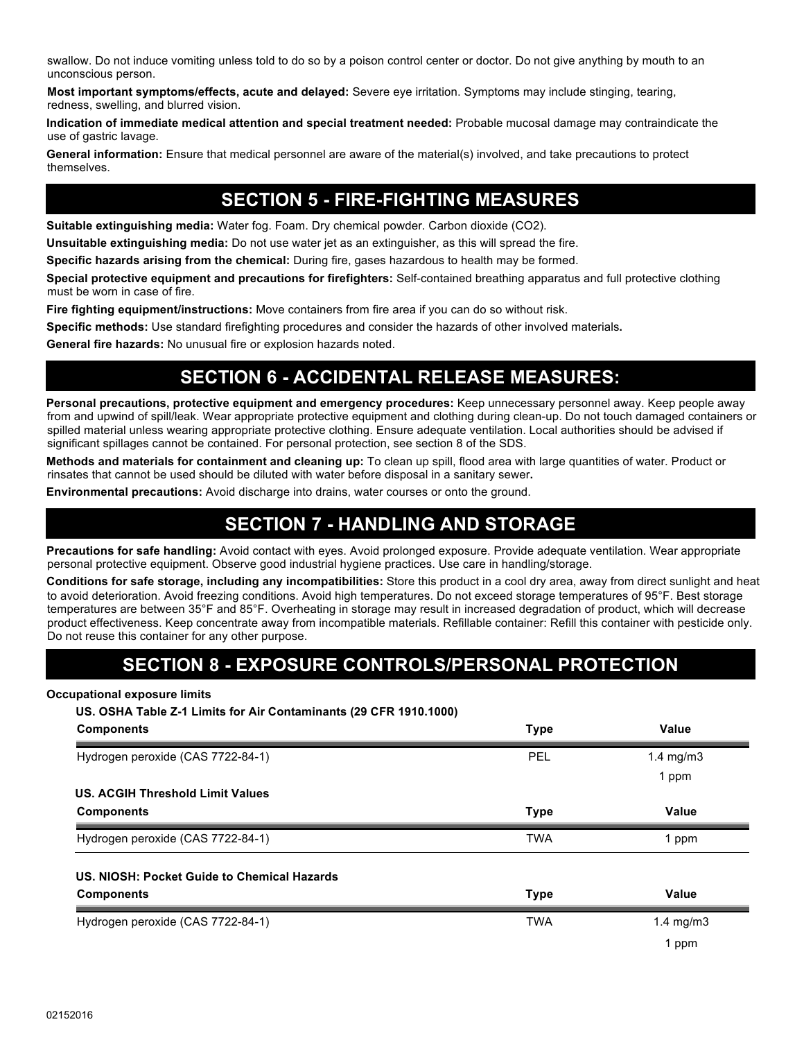swallow. Do not induce vomiting unless told to do so by a poison control center or doctor. Do not give anything by mouth to an unconscious person.

**Most important symptoms/effects, acute and delayed:** Severe eye irritation. Symptoms may include stinging, tearing, redness, swelling, and blurred vision.

**Indication of immediate medical attention and special treatment needed:** Probable mucosal damage may contraindicate the use of gastric lavage.

**General information:** Ensure that medical personnel are aware of the material(s) involved, and take precautions to protect themselves.

## SECTION 5 - FIRE-FIGHTING MEASURES

**Suitable extinguishing media:** Water fog. Foam. Dry chemical powder. Carbon dioxide ($CO_2$).

**Unsuitable extinguishing media:** Do not use water jet as an extinguisher, as this will spread the fire.

**Specific hazards arising from the chemical:** During fire, gases hazardous to health may be formed.

**Special protective equipment and precautions for firefighters:** Self-contained breathing apparatus and full protective clothing must be worn in case of fire.

**Fire fighting equipment/instructions:** Move containers from fire area if you can do so without risk.

**Specific methods:** Use standard firefighting procedures and consider the hazards of other involved materials**.**

**General fire hazards:** No unusual fire or explosion hazards noted.

## SECTION 6 - ACCIDENTAL RELEASE MEASURES:

**Personal precautions, protective equipment and emergency procedures:** Keep unnecessary personnel away. Keep people away from and upwind of spill/leak. Wear appropriate protective equipment and clothing during clean-up. Do not touch damaged containers or spilled material unless wearing appropriate protective clothing. Ensure adequate ventilation. Local authorities should be advised if significant spillages cannot be contained. For personal protection, see section 8 of the SDS.

**Methods and materials for containment and cleaning up:** To clean up spill, flood area with large quantities of water. Product or rinsates that cannot be used should be diluted with water before disposal in a sanitary sewer**.**

**Environmental precautions:** Avoid discharge into drains, water courses or onto the ground.

## SECTION 7 - HANDLING AND STORAGE

**Precautions for safe handling:** Avoid contact with eyes. Avoid prolonged exposure. Provide adequate ventilation. Wear appropriate personal protective equipment. Observe good industrial hygiene practices. Use care in handling/storage.

**Conditions for safe storage, including any incompatibilities:** Store this product in a cool dry area, away from direct sunlight and heat to avoid deterioration. Avoid freezing conditions. Avoid high temperatures. Do not exceed storage temperatures of 95°F. Best storage temperatures are between 35°F and 85°F. Overheating in storage may result in increased degradation of product, which will decrease product effectiveness. Keep concentrate away from incompatible materials. Refillable container: Refill this container with pesticide only. Do not reuse this container for any other purpose.

## SECTION 8 - EXPOSURE CONTROLS/PERSONAL PROTECTION

**Occupational exposure limits**

**US. OSHA Table Z-1 Limits for Air Contaminants (29 CFR 1910.1000)**

| Components | Type | Value |
|---|---|---|
| Hydrogen peroxide (CAS 7722-84-1) | PEL | 1.4 mg/m3 |
| | | 1 ppm |

**US. ACGIH Threshold Limit Values**

| Components | Type | Value |
|---|---|---|
| Hydrogen peroxide (CAS 7722-84-1) | TWA | 1 ppm |

**US. NIOSH: Pocket Guide to Chemical Hazards**

| Components | Type | Value |
|---|---|---|
| Hydrogen peroxide (CAS 7722-84-1) | TWA | 1.4 mg/m3 |
| | | 1 ppm |

02152016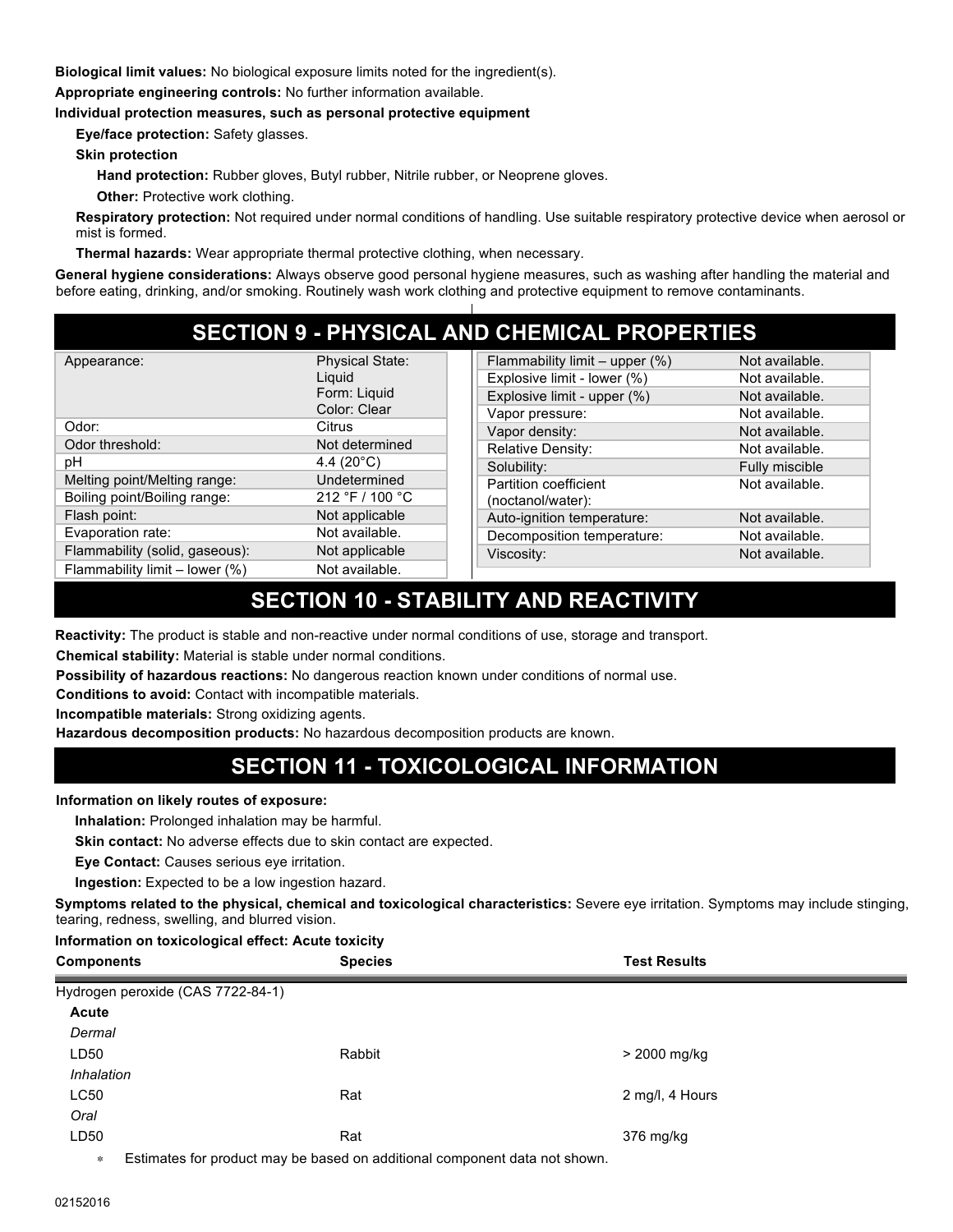**Biological limit values:** No biological exposure limits noted for the ingredient(s).

**Appropriate engineering controls:** No further information available.

**Individual protection measures, such as personal protective equipment**

**Eye/face protection:** Safety glasses.

**Skin protection**

**Hand protection:** Rubber gloves, Butyl rubber, Nitrile rubber, or Neoprene gloves.

**Other:** Protective work clothing.

**Respiratory protection:** Not required under normal conditions of handling. Use suitable respiratory protective device when aerosol or mist is formed.

**Thermal hazards:** Wear appropriate thermal protective clothing, when necessary.

**General hygiene considerations:** Always observe good personal hygiene measures, such as washing after handling the material and before eating, drinking, and/or smoking. Routinely wash work clothing and protective equipment to remove contaminants.

## SECTION 9 - PHYSICAL AND CHEMICAL PROPERTIES

| | |
|---|---|
| Appearance: | Physical State: Liquid<br>Form: Liquid<br>Color: Clear |
| Odor: | Citrus |
| Odor threshold: | Not determined |
| pH | 4.4 (20°C) |
| Melting point/Melting range: | Undetermined |
| Boiling point/Boiling range: | 212 °F / 100 °C |
| Flash point: | Not applicable |
| Evaporation rate: | Not available. |
| Flammability (solid, gaseous): | Not applicable |
| Flammability limit – lower (%) | Not available. |
| Flammability limit – upper (%) | Not available. |
| Explosive limit - lower (%) | Not available. |
| Explosive limit - upper (%) | Not available. |
| Vapor pressure: | Not available. |
| Vapor density: | Not available. |
| Relative Density: | Not available. |
| Solubility: | Fully miscible |
| Partition coefficient (noctanol/water): | Not available. |
| Auto-ignition temperature: | Not available. |
| Decomposition temperature: | Not available. |
| Viscosity: | Not available. |

## SECTION 10 - STABILITY AND REACTIVITY

**Reactivity:** The product is stable and non-reactive under normal conditions of use, storage and transport.

**Chemical stability:** Material is stable under normal conditions.

**Possibility of hazardous reactions:** No dangerous reaction known under conditions of normal use.

**Conditions to avoid:** Contact with incompatible materials.

**Incompatible materials:** Strong oxidizing agents.

**Hazardous decomposition products:** No hazardous decomposition products are known.

## SECTION 11 - TOXICOLOGICAL INFORMATION

**Information on likely routes of exposure:**

**Inhalation:** Prolonged inhalation may be harmful.

**Skin contact:** No adverse effects due to skin contact are expected.

**Eye Contact:** Causes serious eye irritation.

**Ingestion:** Expected to be a low ingestion hazard.

**Symptoms related to the physical, chemical and toxicological characteristics:** Severe eye irritation. Symptoms may include stinging, tearing, redness, swelling, and blurred vision.

**Information on toxicological effect: Acute toxicity**

| Components | Species | Test Results |
|---|---|---|
| Hydrogen peroxide (CAS 7722-84-1) | | |
| **Acute** | | |
| *Dermal* | | |
| LD50 | Rabbit | > 2000 mg/kg |
| *Inhalation* | | |
| LC50 | Rat | 2 mg/l, 4 Hours |
| *Oral* | | |
| LD50 | Rat | 376 mg/kg |

* Estimates for product may be based on additional component data not shown.

02152016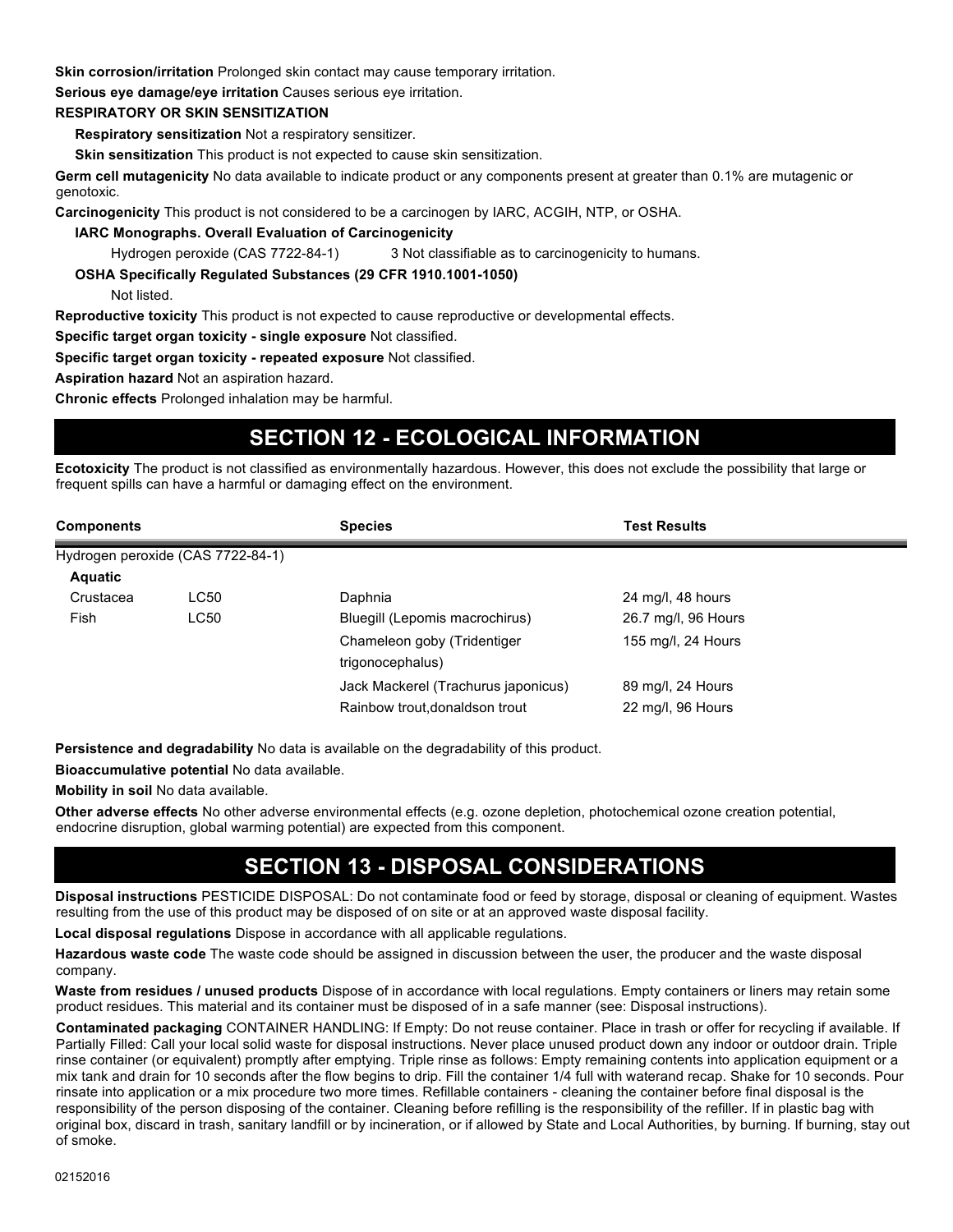**Skin corrosion/irritation** Prolonged skin contact may cause temporary irritation.

**Serious eye damage/eye irritation** Causes serious eye irritation.

**RESPIRATORY OR SKIN SENSITIZATION**

**Respiratory sensitization** Not a respiratory sensitizer.

**Skin sensitization** This product is not expected to cause skin sensitization.

**Germ cell mutagenicity** No data available to indicate product or any components present at greater than 0.1% are mutagenic or genotoxic.

**Carcinogenicity** This product is not considered to be a carcinogen by IARC, ACGIH, NTP, or OSHA.

**IARC Monographs. Overall Evaluation of Carcinogenicity**

Hydrogen peroxide (CAS 7722-84-1) 3 Not classifiable as to carcinogenicity to humans.

**OSHA Specifically Regulated Substances (29 CFR 1910.1001-1050)**

Not listed.

**Reproductive toxicity** This product is not expected to cause reproductive or developmental effects.

**Specific target organ toxicity - single exposure** Not classified.

**Specific target organ toxicity - repeated exposure** Not classified.

**Aspiration hazard** Not an aspiration hazard.

**Chronic effects** Prolonged inhalation may be harmful.

## SECTION 12 - ECOLOGICAL INFORMATION

**Ecotoxicity** The product is not classified as environmentally hazardous. However, this does not exclude the possibility that large or frequent spills can have a harmful or damaging effect on the environment.

| Components | | Species | Test Results |
|---|---|---|---|
| Hydrogen peroxide (CAS 7722-84-1) | | | |
| **Aquatic** | | | |
| Crustacea | LC50 | Daphnia | 24 mg/l, 48 hours |
| Fish | LC50 | Bluegill (Lepomis macrochirus) | 26.7 mg/l, 96 Hours |
| | | Chameleon goby (Tridentiger trigonocephalus) | 155 mg/l, 24 Hours |
| | | Jack Mackerel (Trachurus japonicus) | 89 mg/l, 24 Hours |
| | | Rainbow trout,donaldson trout | 22 mg/l, 96 Hours |

**Persistence and degradability** No data is available on the degradability of this product.

**Bioaccumulative potential** No data available.

**Mobility in soil** No data available.

**Other adverse effects** No other adverse environmental effects (e.g. ozone depletion, photochemical ozone creation potential, endocrine disruption, global warming potential) are expected from this component.

## SECTION 13 - DISPOSAL CONSIDERATIONS

**Disposal instructions** PESTICIDE DISPOSAL: Do not contaminate food or feed by storage, disposal or cleaning of equipment. Wastes resulting from the use of this product may be disposed of on site or at an approved waste disposal facility.

**Local disposal regulations** Dispose in accordance with all applicable regulations.

**Hazardous waste code** The waste code should be assigned in discussion between the user, the producer and the waste disposal company.

**Waste from residues / unused products** Dispose of in accordance with local regulations. Empty containers or liners may retain some product residues. This material and its container must be disposed of in a safe manner (see: Disposal instructions).

**Contaminated packaging** CONTAINER HANDLING: If Empty: Do not reuse container. Place in trash or offer for recycling if available. If Partially Filled: Call your local solid waste for disposal instructions. Never place unused product down any indoor or outdoor drain. Triple rinse container (or equivalent) promptly after emptying. Triple rinse as follows: Empty remaining contents into application equipment or a mix tank and drain for 10 seconds after the flow begins to drip. Fill the container 1/4 full with waterand recap. Shake for 10 seconds. Pour rinsate into application or a mix procedure two more times. Refillable containers - cleaning the container before final disposal is the responsibility of the person disposing of the container. Cleaning before refilling is the responsibility of the refiller. If in plastic bag with original box, discard in trash, sanitary landfill or by incineration, or if allowed by State and Local Authorities, by burning. If burning, stay out of smoke.

02152016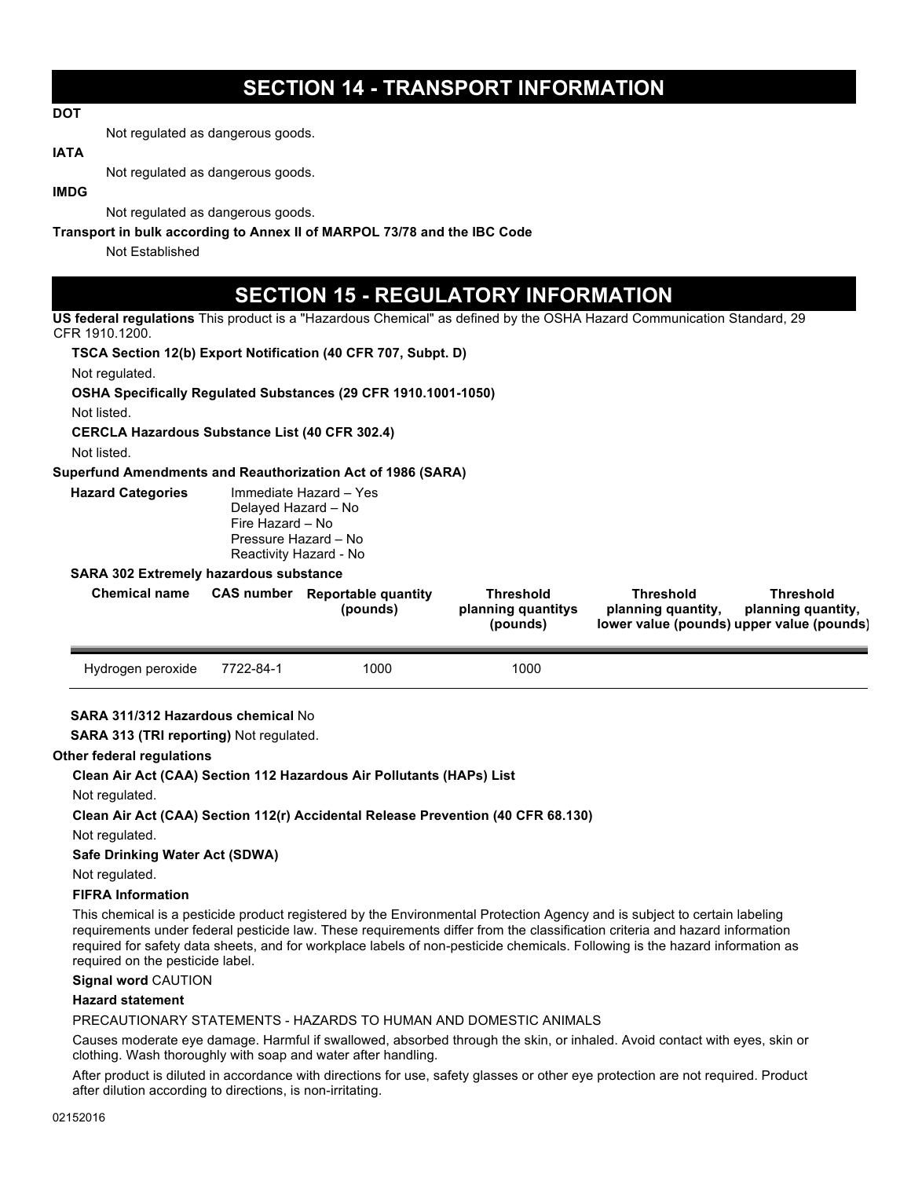## SECTION 14 - TRANSPORT INFORMATION

**DOT**

Not regulated as dangerous goods.

**IATA**

Not regulated as dangerous goods.

**IMDG**

Not regulated as dangerous goods.

**Transport in bulk according to Annex II of MARPOL 73/78 and the IBC Code**

Not Established

## SECTION 15 - REGULATORY INFORMATION

**US federal regulations** This product is a "Hazardous Chemical" as defined by the OSHA Hazard Communication Standard, 29 CFR 1910.1200.

**TSCA Section 12(b) Export Notification (40 CFR 707, Subpt. D)**

Not regulated.

**OSHA Specifically Regulated Substances (29 CFR 1910.1001-1050)**

Not listed.

**CERCLA Hazardous Substance List (40 CFR 302.4)**

Not listed.

**Superfund Amendments and Reauthorization Act of 1986 (SARA)**

**Hazard Categories**

Immediate Hazard – Yes
Delayed Hazard – No
Fire Hazard – No
Pressure Hazard – No
Reactivity Hazard - No

**SARA 302 Extremely hazardous substance**

| Chemical name | CAS number | Reportable quantity (pounds) | Threshold planning quantitys (pounds) | Threshold planning quantity, lower value (pounds) | Threshold planning quantity, upper value (pounds) |
|---|---|---|---|---|---|
| Hydrogen peroxide | 7722-84-1 | 1000 | 1000 | | |

**SARA 311/312 Hazardous chemical** No

**SARA 313 (TRI reporting)** Not regulated.

**Other federal regulations**

**Clean Air Act (CAA) Section 112 Hazardous Air Pollutants (HAPs) List**

Not regulated.

**Clean Air Act (CAA) Section 112(r) Accidental Release Prevention (40 CFR 68.130)**

Not regulated.

**Safe Drinking Water Act (SDWA)**

Not regulated.

**FIFRA Information**

This chemical is a pesticide product registered by the Environmental Protection Agency and is subject to certain labeling requirements under federal pesticide law. These requirements differ from the classification criteria and hazard information required for safety data sheets, and for workplace labels of non-pesticide chemicals. Following is the hazard information as required on the pesticide label.

**Signal word** CAUTION

**Hazard statement**

PRECAUTIONARY STATEMENTS - HAZARDS TO HUMAN AND DOMESTIC ANIMALS

Causes moderate eye damage. Harmful if swallowed, absorbed through the skin, or inhaled. Avoid contact with eyes, skin or clothing. Wash thoroughly with soap and water after handling.

After product is diluted in accordance with directions for use, safety glasses or other eye protection are not required. Product after dilution according to directions, is non-irritating.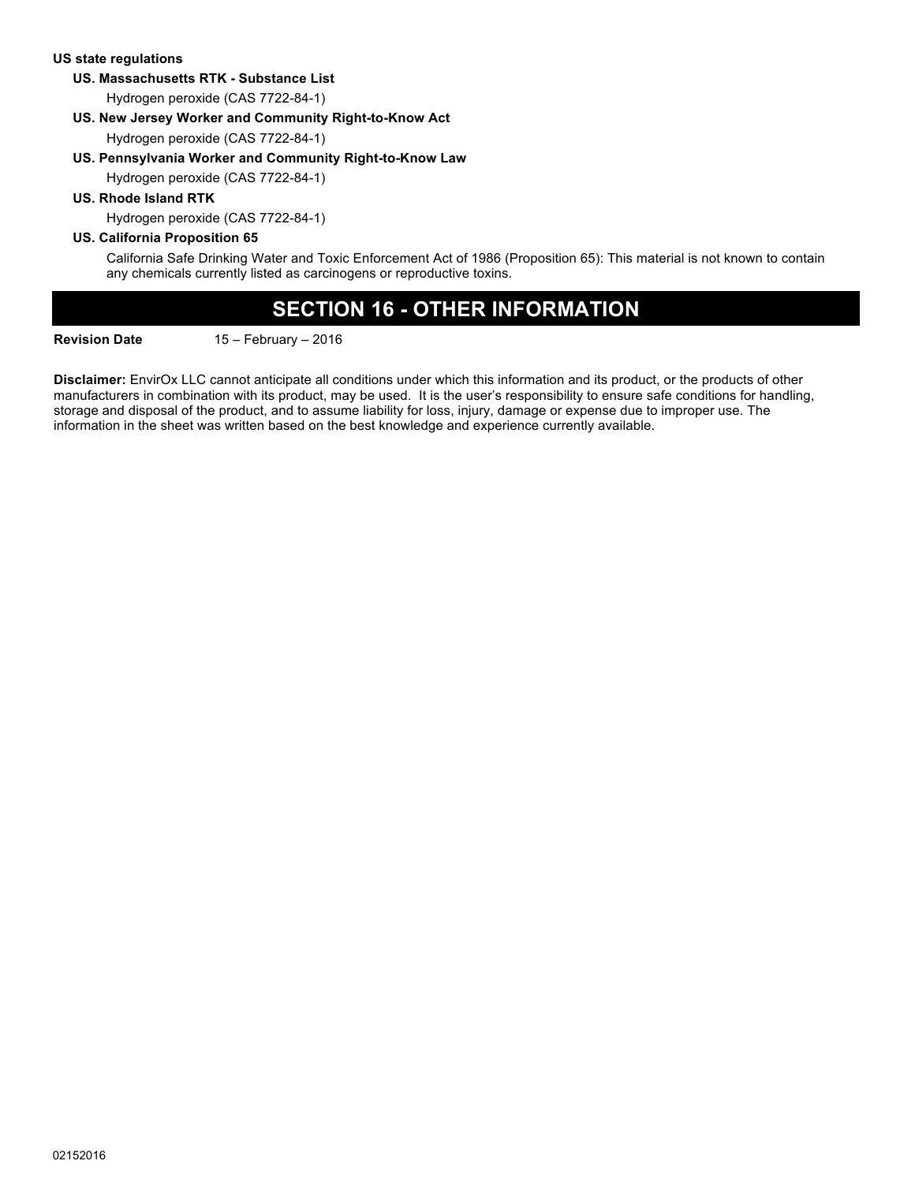**US state regulations**

**US. Massachusetts RTK - Substance List**

Hydrogen peroxide (CAS 7722-84-1)

**US. New Jersey Worker and Community Right-to-Know Act**

Hydrogen peroxide (CAS 7722-84-1)

**US. Pennsylvania Worker and Community Right-to-Know Law**

Hydrogen peroxide (CAS 7722-84-1)

**US. Rhode Island RTK**

Hydrogen peroxide (CAS 7722-84-1)

**US. California Proposition 65**

California Safe Drinking Water and Toxic Enforcement Act of 1986 (Proposition 65): This material is not known to contain any chemicals currently listed as carcinogens or reproductive toxins.

## SECTION 16 - OTHER INFORMATION

**Revision Date** 15 – February – 2016

**Disclaimer:** EnvirOx LLC cannot anticipate all conditions under which this information and its product, or the products of other manufacturers in combination with its product, may be used. It is the user's responsibility to ensure safe conditions for handling, storage and disposal of the product, and to assume liability for loss, injury, damage or expense due to improper use. The information in the sheet was written based on the best knowledge and experience currently available.